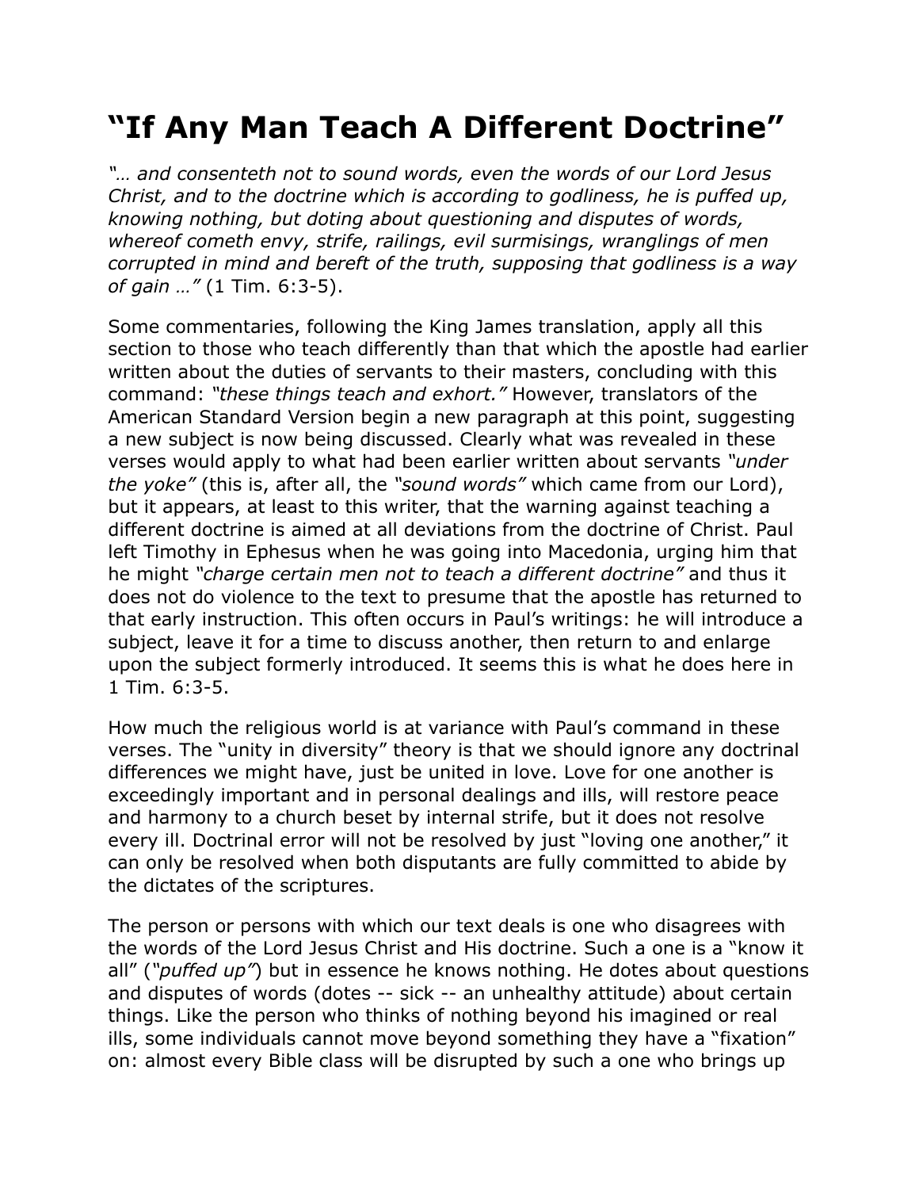# “If Any Man Teach A Different Doctrine”

*“… and consenteth not to sound words, even the words of our Lord Jesus Christ, and to the doctrine which is according to godliness, he is puffed up, knowing nothing, but doting about questioning and disputes of words, whereof cometh envy, strife, railings, evil surmisings, wranglings of men corrupted in mind and bereft of the truth, supposing that godliness is a way of gain …”* (1 Tim. 6:3-5).

Some commentaries, following the King James translation, apply all this section to those who teach differently than that which the apostle had earlier written about the duties of servants to their masters, concluding with this command: *“these things teach and exhort.”* However, translators of the American Standard Version begin a new paragraph at this point, suggesting a new subject is now being discussed. Clearly what was revealed in these verses would apply to what had been earlier written about servants *“under the yoke”* (this is, after all, the *“sound words”* which came from our Lord), but it appears, at least to this writer, that the warning against teaching a different doctrine is aimed at all deviations from the doctrine of Christ. Paul left Timothy in Ephesus when he was going into Macedonia, urging him that he might *“charge certain men not to teach a different doctrine”* and thus it does not do violence to the text to presume that the apostle has returned to that early instruction. This often occurs in Paul’s writings: he will introduce a subject, leave it for a time to discuss another, then return to and enlarge upon the subject formerly introduced. It seems this is what he does here in 1 Tim. 6:3-5.

How much the religious world is at variance with Paul’s command in these verses. The “unity in diversity” theory is that we should ignore any doctrinal differences we might have, just be united in love. Love for one another is exceedingly important and in personal dealings and ills, will restore peace and harmony to a church beset by internal strife, but it does not resolve every ill. Doctrinal error will not be resolved by just “loving one another,” it can only be resolved when both disputants are fully committed to abide by the dictates of the scriptures.

The person or persons with which our text deals is one who disagrees with the words of the Lord Jesus Christ and His doctrine. Such a one is a “know it all” (*“puffed up”*) but in essence he knows nothing. He dotes about questions and disputes of words (dotes -- sick -- an unhealthy attitude) about certain things. Like the person who thinks of nothing beyond his imagined or real ills, some individuals cannot move beyond something they have a “fixation” on: almost every Bible class will be disrupted by such a one who brings up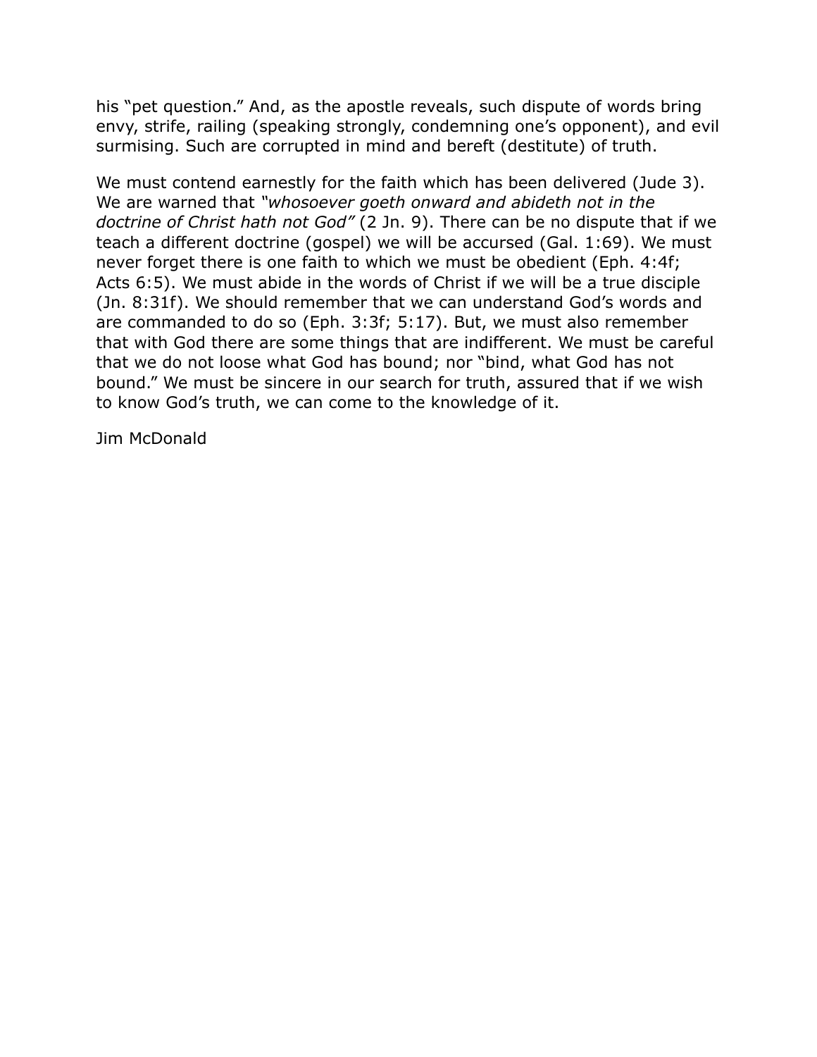his “pet question.” And, as the apostle reveals, such dispute of words bring envy, strife, railing (speaking strongly, condemning one’s opponent), and evil surmising. Such are corrupted in mind and bereft (destitute) of truth.

We must contend earnestly for the faith which has been delivered (Jude 3). We are warned that *“whosoever goeth onward and abideth not in the doctrine of Christ hath not God”* (2 Jn. 9). There can be no dispute that if we teach a different doctrine (gospel) we will be accursed (Gal. 1:69). We must never forget there is one faith to which we must be obedient (Eph. 4:4f; Acts 6:5). We must abide in the words of Christ if we will be a true disciple (Jn. 8:31f). We should remember that we can understand God’s words and are commanded to do so (Eph. 3:3f; 5:17). But, we must also remember that with God there are some things that are indifferent. We must be careful that we do not loose what God has bound; nor “bind, what God has not bound.” We must be sincere in our search for truth, assured that if we wish to know God’s truth, we can come to the knowledge of it.

Jim McDonald